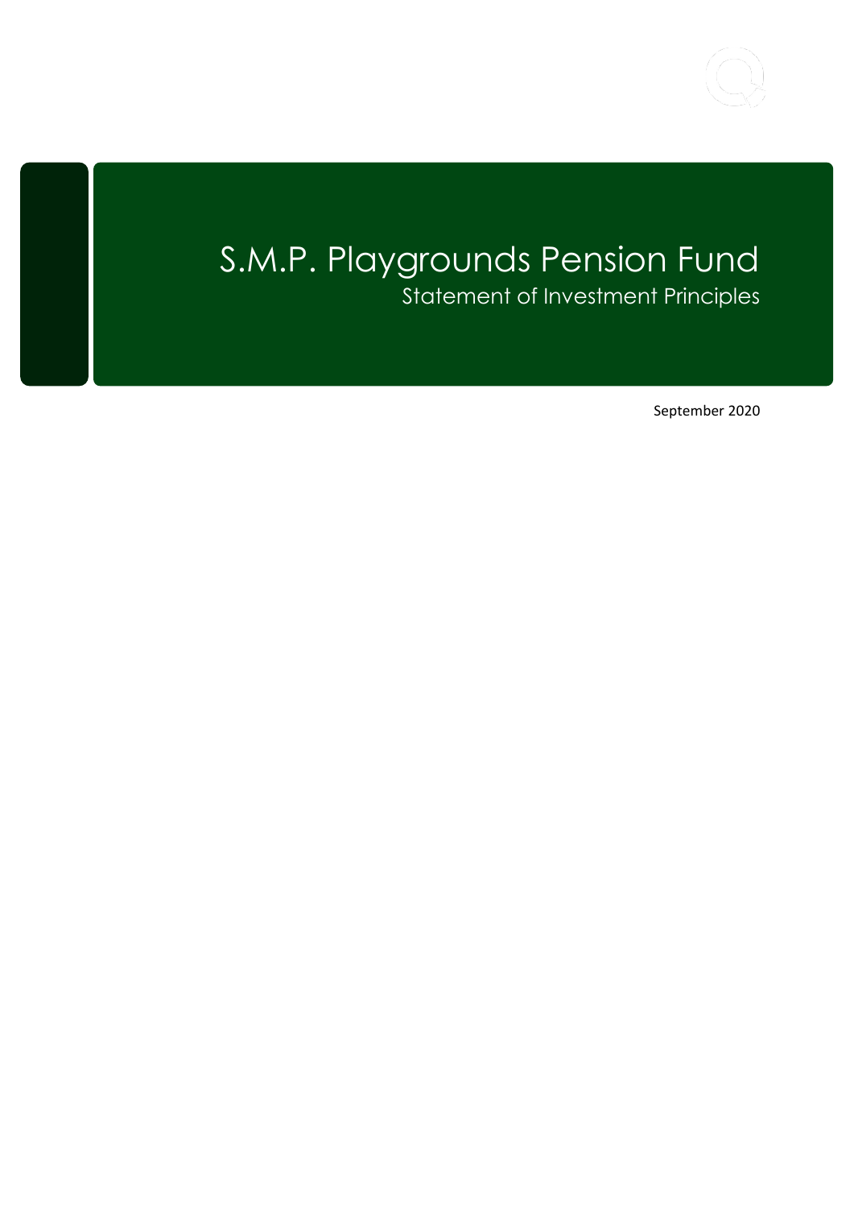# S.M.P. Playgrounds Pension Fund

## Statement of Investment Principles

September 2020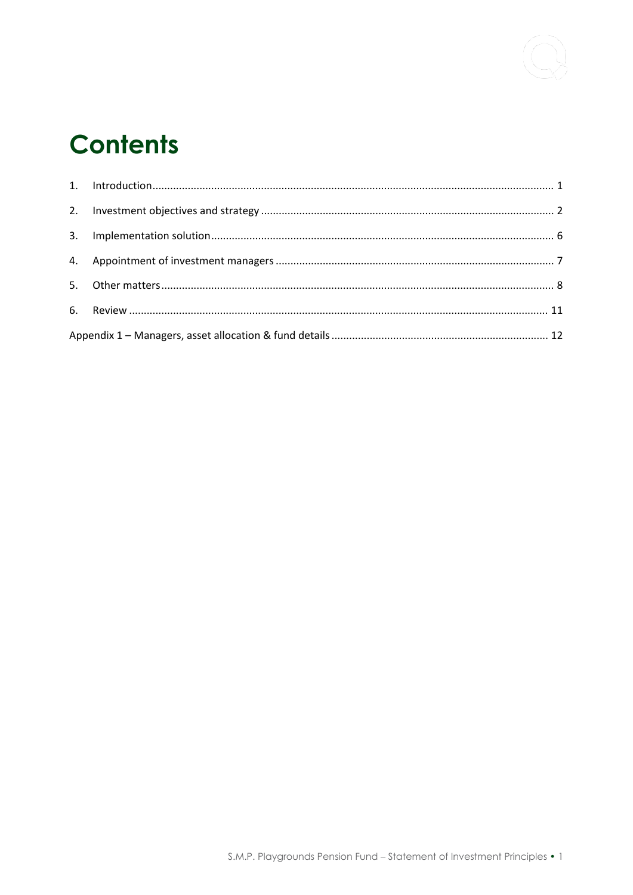# Contents

1. Introduction........................................................................................................................................ 1
2. Investment objectives and strategy ................................................................................................... 2
3. Implementation solution.................................................................................................................... 6
4. Appointment of investment managers .............................................................................................. 7
5. Other matters..................................................................................................................................... 8
6. Review ............................................................................................................................................. 11

Appendix 1 – Managers, asset allocation & fund details ......................................................................... 12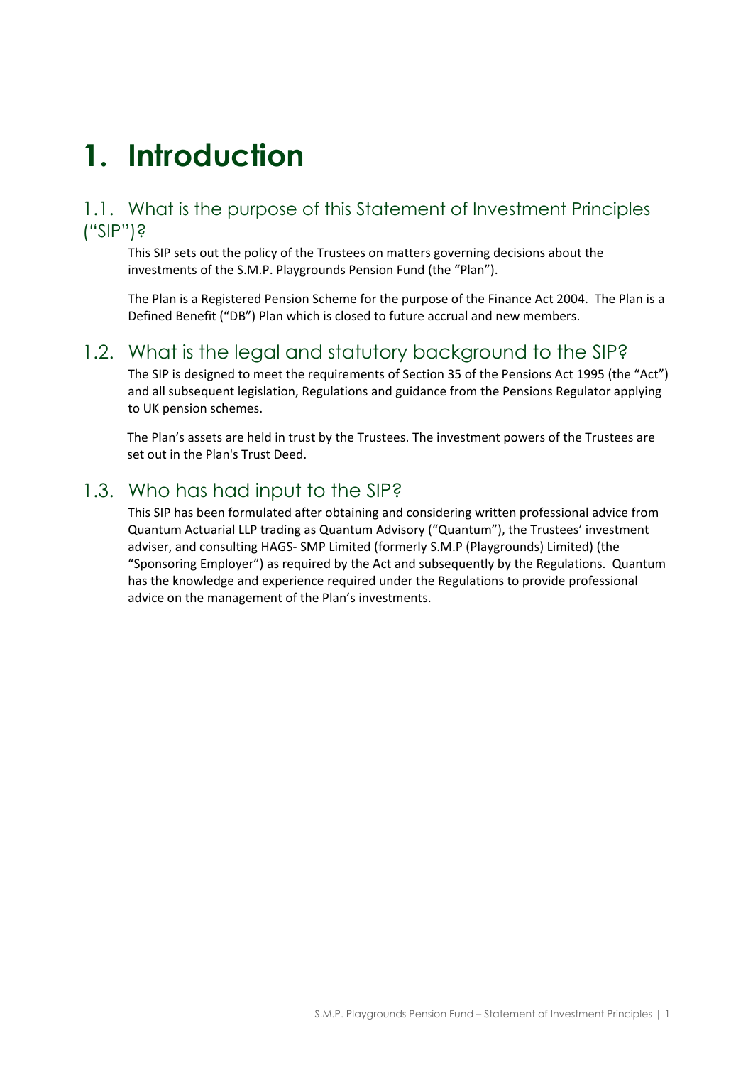# 1. Introduction

## 1.1. What is the purpose of this Statement of Investment Principles ("SIP")?

This SIP sets out the policy of the Trustees on matters governing decisions about the investments of the S.M.P. Playgrounds Pension Fund (the "Plan").

The Plan is a Registered Pension Scheme for the purpose of the Finance Act 2004. The Plan is a Defined Benefit ("DB") Plan which is closed to future accrual and new members.

## 1.2. What is the legal and statutory background to the SIP?

The SIP is designed to meet the requirements of Section 35 of the Pensions Act 1995 (the "Act") and all subsequent legislation, Regulations and guidance from the Pensions Regulator applying to UK pension schemes.

The Plan's assets are held in trust by the Trustees. The investment powers of the Trustees are set out in the Plan's Trust Deed.

## 1.3. Who has had input to the SIP?

This SIP has been formulated after obtaining and considering written professional advice from Quantum Actuarial LLP trading as Quantum Advisory ("Quantum"), the Trustees' investment adviser, and consulting HAGS- SMP Limited (formerly S.M.P (Playgrounds) Limited) (the "Sponsoring Employer") as required by the Act and subsequently by the Regulations. Quantum has the knowledge and experience required under the Regulations to provide professional advice on the management of the Plan's investments.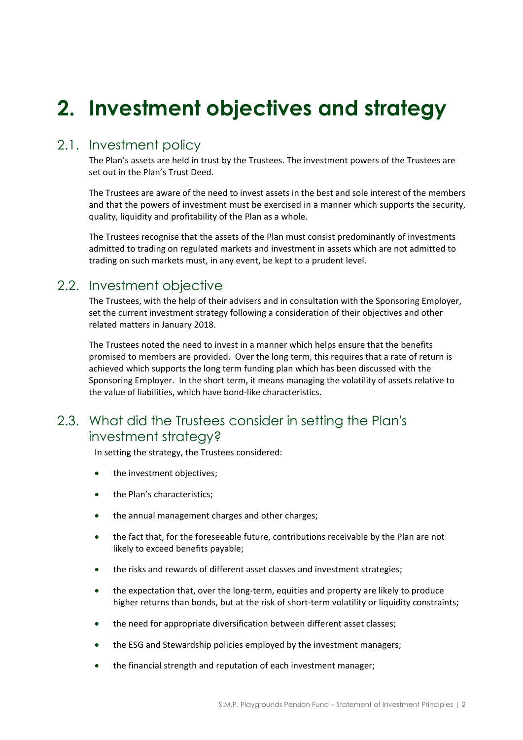# 2. Investment objectives and strategy

## 2.1. Investment policy

The Plan's assets are held in trust by the Trustees. The investment powers of the Trustees are set out in the Plan's Trust Deed.

The Trustees are aware of the need to invest assets in the best and sole interest of the members and that the powers of investment must be exercised in a manner which supports the security, quality, liquidity and profitability of the Plan as a whole.

The Trustees recognise that the assets of the Plan must consist predominantly of investments admitted to trading on regulated markets and investment in assets which are not admitted to trading on such markets must, in any event, be kept to a prudent level.

## 2.2. Investment objective

The Trustees, with the help of their advisers and in consultation with the Sponsoring Employer, set the current investment strategy following a consideration of their objectives and other related matters in January 2018.

The Trustees noted the need to invest in a manner which helps ensure that the benefits promised to members are provided. Over the long term, this requires that a rate of return is achieved which supports the long term funding plan which has been discussed with the Sponsoring Employer. In the short term, it means managing the volatility of assets relative to the value of liabilities, which have bond-like characteristics.

## 2.3. What did the Trustees consider in setting the Plan's investment strategy?

In setting the strategy, the Trustees considered:

- the investment objectives;
- the Plan's characteristics;
- the annual management charges and other charges;
- the fact that, for the foreseeable future, contributions receivable by the Plan are not likely to exceed benefits payable;
- the risks and rewards of different asset classes and investment strategies;
- the expectation that, over the long-term, equities and property are likely to produce higher returns than bonds, but at the risk of short-term volatility or liquidity constraints;
- the need for appropriate diversification between different asset classes;
- the ESG and Stewardship policies employed by the investment managers;
- the financial strength and reputation of each investment manager;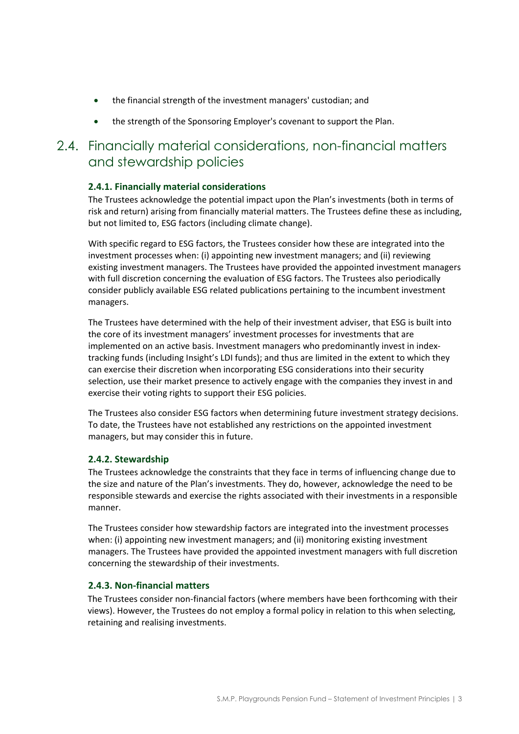- the financial strength of the investment managers' custodian; and
- the strength of the Sponsoring Employer's covenant to support the Plan.

## 2.4. Financially material considerations, non-financial matters and stewardship policies

### 2.4.1. Financially material considerations

The Trustees acknowledge the potential impact upon the Plan's investments (both in terms of risk and return) arising from financially material matters. The Trustees define these as including, but not limited to, ESG factors (including climate change).

With specific regard to ESG factors, the Trustees consider how these are integrated into the investment processes when: (i) appointing new investment managers; and (ii) reviewing existing investment managers. The Trustees have provided the appointed investment managers with full discretion concerning the evaluation of ESG factors. The Trustees also periodically consider publicly available ESG related publications pertaining to the incumbent investment managers.

The Trustees have determined with the help of their investment adviser, that ESG is built into the core of its investment managers' investment processes for investments that are implemented on an active basis. Investment managers who predominantly invest in index-tracking funds (including Insight's LDI funds); and thus are limited in the extent to which they can exercise their discretion when incorporating ESG considerations into their security selection, use their market presence to actively engage with the companies they invest in and exercise their voting rights to support their ESG policies.

The Trustees also consider ESG factors when determining future investment strategy decisions. To date, the Trustees have not established any restrictions on the appointed investment managers, but may consider this in future.

### 2.4.2. Stewardship

The Trustees acknowledge the constraints that they face in terms of influencing change due to the size and nature of the Plan's investments. They do, however, acknowledge the need to be responsible stewards and exercise the rights associated with their investments in a responsible manner.

The Trustees consider how stewardship factors are integrated into the investment processes when: (i) appointing new investment managers; and (ii) monitoring existing investment managers. The Trustees have provided the appointed investment managers with full discretion concerning the stewardship of their investments.

### 2.4.3. Non-financial matters

The Trustees consider non-financial factors (where members have been forthcoming with their views). However, the Trustees do not employ a formal policy in relation to this when selecting, retaining and realising investments.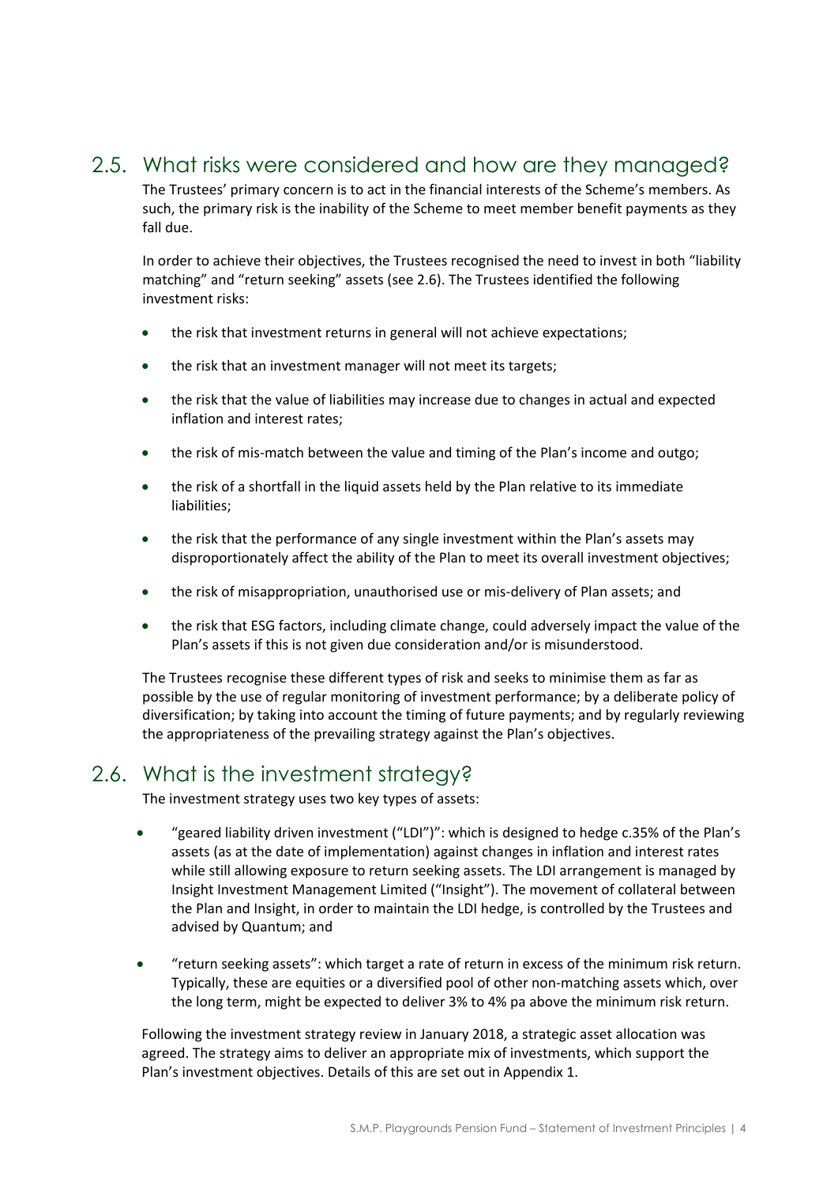## 2.5. What risks were considered and how are they managed?

The Trustees' primary concern is to act in the financial interests of the Scheme's members. As such, the primary risk is the inability of the Scheme to meet member benefit payments as they fall due.

In order to achieve their objectives, the Trustees recognised the need to invest in both "liability matching" and "return seeking" assets (see 2.6). The Trustees identified the following investment risks:

- the risk that investment returns in general will not achieve expectations;
- the risk that an investment manager will not meet its targets;
- the risk that the value of liabilities may increase due to changes in actual and expected inflation and interest rates;
- the risk of mis-match between the value and timing of the Plan's income and outgo;
- the risk of a shortfall in the liquid assets held by the Plan relative to its immediate liabilities;
- the risk that the performance of any single investment within the Plan's assets may disproportionately affect the ability of the Plan to meet its overall investment objectives;
- the risk of misappropriation, unauthorised use or mis-delivery of Plan assets; and
- the risk that ESG factors, including climate change, could adversely impact the value of the Plan's assets if this is not given due consideration and/or is misunderstood.

The Trustees recognise these different types of risk and seeks to minimise them as far as possible by the use of regular monitoring of investment performance; by a deliberate policy of diversification; by taking into account the timing of future payments; and by regularly reviewing the appropriateness of the prevailing strategy against the Plan's objectives.

## 2.6. What is the investment strategy?

The investment strategy uses two key types of assets:

- "geared liability driven investment ("LDI")": which is designed to hedge c.35% of the Plan's assets (as at the date of implementation) against changes in inflation and interest rates while still allowing exposure to return seeking assets. The LDI arrangement is managed by Insight Investment Management Limited ("Insight"). The movement of collateral between the Plan and Insight, in order to maintain the LDI hedge, is controlled by the Trustees and advised by Quantum; and
- "return seeking assets": which target a rate of return in excess of the minimum risk return. Typically, these are equities or a diversified pool of other non-matching assets which, over the long term, might be expected to deliver 3% to 4% pa above the minimum risk return.

Following the investment strategy review in January 2018, a strategic asset allocation was agreed. The strategy aims to deliver an appropriate mix of investments, which support the Plan's investment objectives. Details of this are set out in Appendix 1.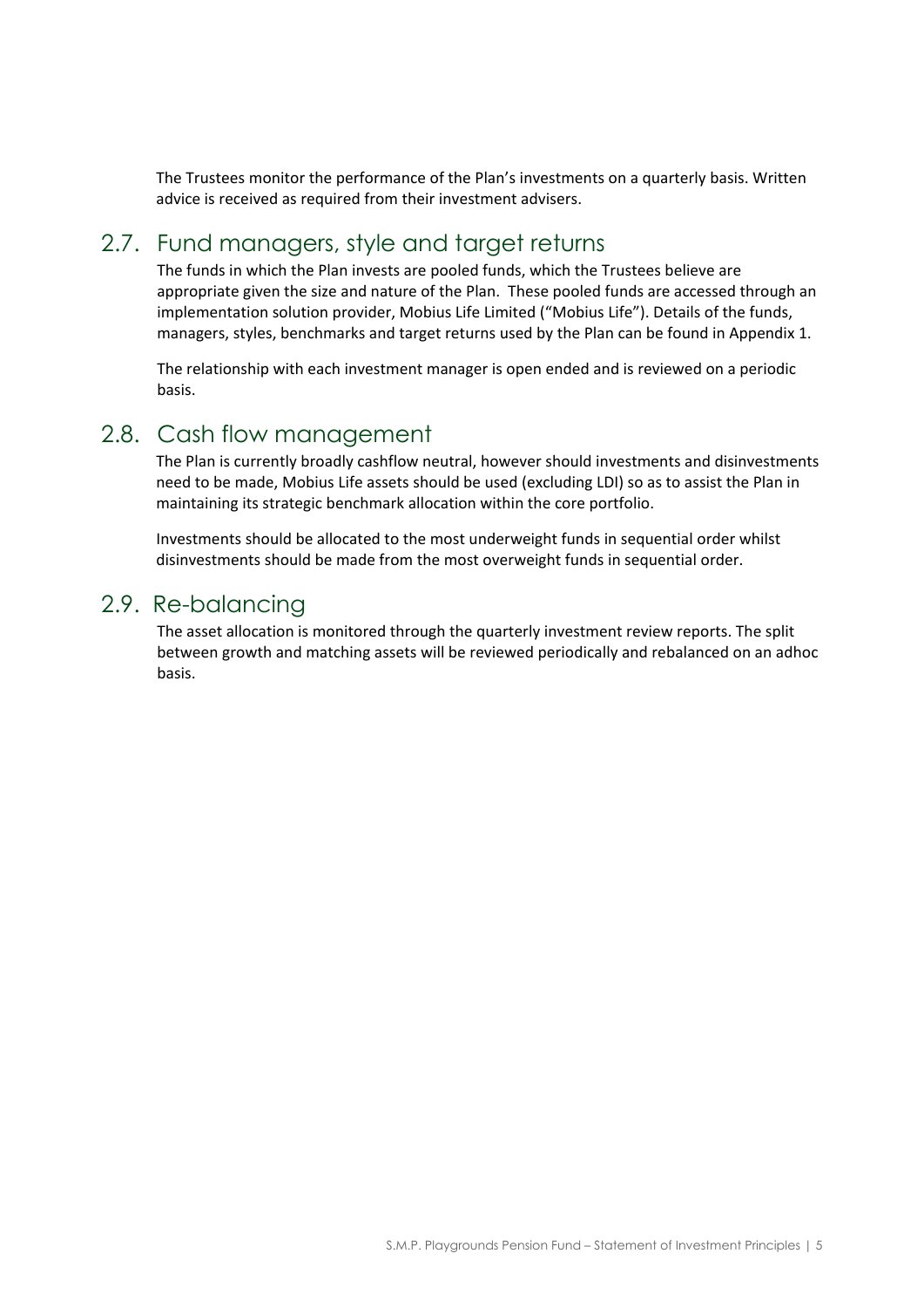The Trustees monitor the performance of the Plan's investments on a quarterly basis. Written advice is received as required from their investment advisers.

## 2.7. Fund managers, style and target returns

The funds in which the Plan invests are pooled funds, which the Trustees believe are appropriate given the size and nature of the Plan. These pooled funds are accessed through an implementation solution provider, Mobius Life Limited ("Mobius Life"). Details of the funds, managers, styles, benchmarks and target returns used by the Plan can be found in Appendix 1.

The relationship with each investment manager is open ended and is reviewed on a periodic basis.

## 2.8. Cash flow management

The Plan is currently broadly cashflow neutral, however should investments and disinvestments need to be made, Mobius Life assets should be used (excluding LDI) so as to assist the Plan in maintaining its strategic benchmark allocation within the core portfolio.

Investments should be allocated to the most underweight funds in sequential order whilst disinvestments should be made from the most overweight funds in sequential order.

## 2.9. Re-balancing

The asset allocation is monitored through the quarterly investment review reports. The split between growth and matching assets will be reviewed periodically and rebalanced on an adhoc basis.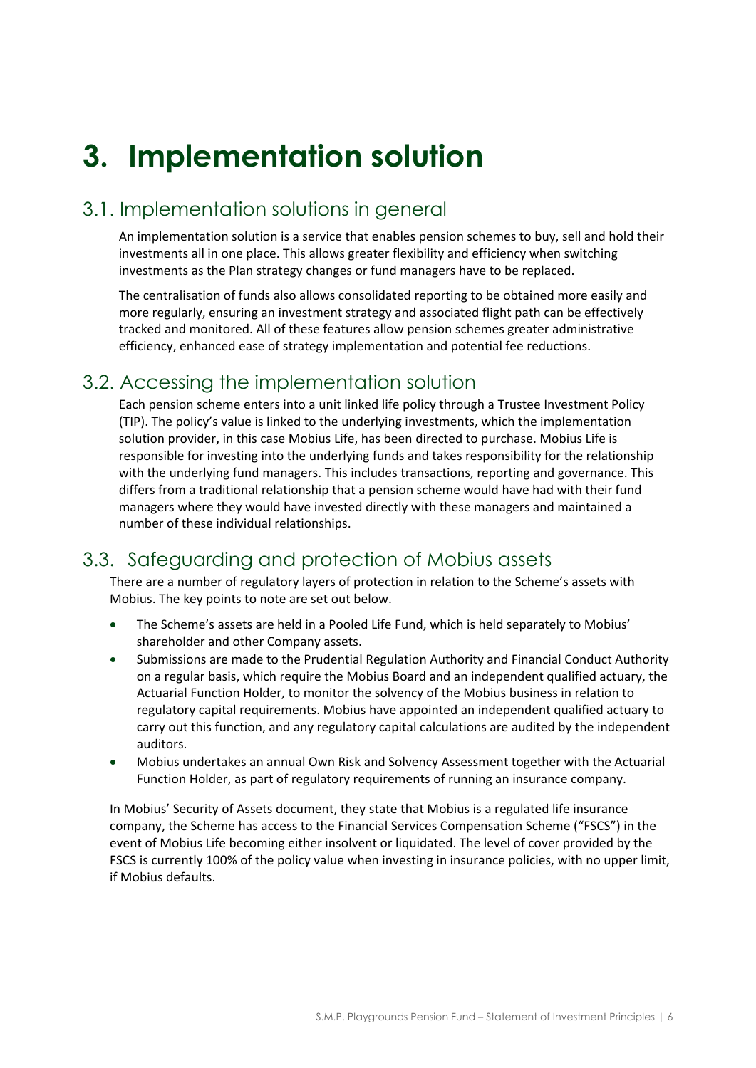# 3. Implementation solution

## 3.1. Implementation solutions in general

An implementation solution is a service that enables pension schemes to buy, sell and hold their investments all in one place. This allows greater flexibility and efficiency when switching investments as the Plan strategy changes or fund managers have to be replaced.

The centralisation of funds also allows consolidated reporting to be obtained more easily and more regularly, ensuring an investment strategy and associated flight path can be effectively tracked and monitored. All of these features allow pension schemes greater administrative efficiency, enhanced ease of strategy implementation and potential fee reductions.

## 3.2. Accessing the implementation solution

Each pension scheme enters into a unit linked life policy through a Trustee Investment Policy (TIP). The policy's value is linked to the underlying investments, which the implementation solution provider, in this case Mobius Life, has been directed to purchase. Mobius Life is responsible for investing into the underlying funds and takes responsibility for the relationship with the underlying fund managers. This includes transactions, reporting and governance. This differs from a traditional relationship that a pension scheme would have had with their fund managers where they would have invested directly with these managers and maintained a number of these individual relationships.

## 3.3. Safeguarding and protection of Mobius assets

There are a number of regulatory layers of protection in relation to the Scheme's assets with Mobius. The key points to note are set out below.

- The Scheme's assets are held in a Pooled Life Fund, which is held separately to Mobius' shareholder and other Company assets.
- Submissions are made to the Prudential Regulation Authority and Financial Conduct Authority on a regular basis, which require the Mobius Board and an independent qualified actuary, the Actuarial Function Holder, to monitor the solvency of the Mobius business in relation to regulatory capital requirements. Mobius have appointed an independent qualified actuary to carry out this function, and any regulatory capital calculations are audited by the independent auditors.
- Mobius undertakes an annual Own Risk and Solvency Assessment together with the Actuarial Function Holder, as part of regulatory requirements of running an insurance company.

In Mobius' Security of Assets document, they state that Mobius is a regulated life insurance company, the Scheme has access to the Financial Services Compensation Scheme ("FSCS") in the event of Mobius Life becoming either insolvent or liquidated. The level of cover provided by the FSCS is currently 100% of the policy value when investing in insurance policies, with no upper limit, if Mobius defaults.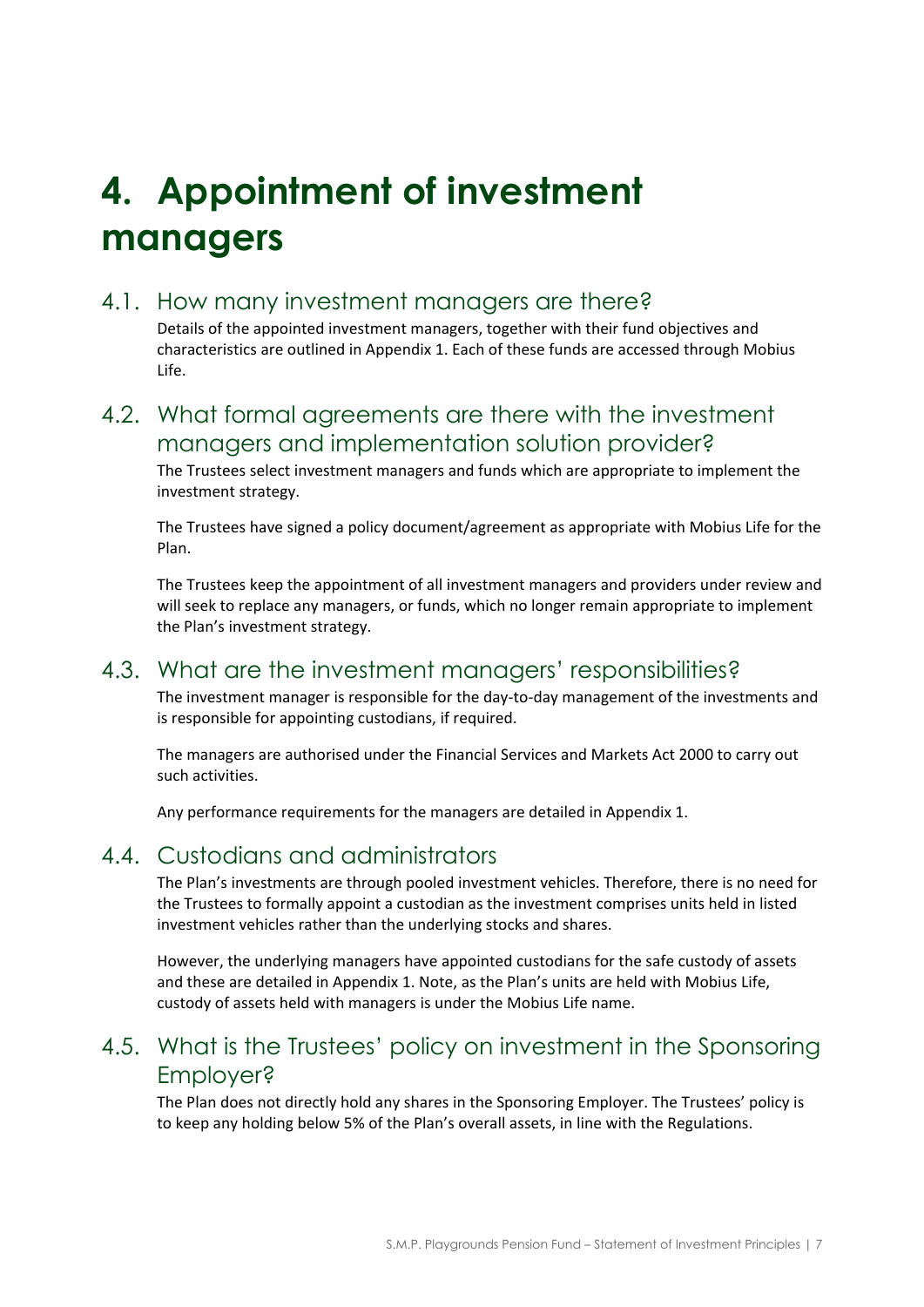# 4. Appointment of investment managers

## 4.1. How many investment managers are there?

Details of the appointed investment managers, together with their fund objectives and characteristics are outlined in Appendix 1. Each of these funds are accessed through Mobius Life.

## 4.2. What formal agreements are there with the investment managers and implementation solution provider?

The Trustees select investment managers and funds which are appropriate to implement the investment strategy.

The Trustees have signed a policy document/agreement as appropriate with Mobius Life for the Plan.

The Trustees keep the appointment of all investment managers and providers under review and will seek to replace any managers, or funds, which no longer remain appropriate to implement the Plan's investment strategy.

## 4.3. What are the investment managers' responsibilities?

The investment manager is responsible for the day-to-day management of the investments and is responsible for appointing custodians, if required.

The managers are authorised under the Financial Services and Markets Act 2000 to carry out such activities.

Any performance requirements for the managers are detailed in Appendix 1.

## 4.4. Custodians and administrators

The Plan's investments are through pooled investment vehicles. Therefore, there is no need for the Trustees to formally appoint a custodian as the investment comprises units held in listed investment vehicles rather than the underlying stocks and shares.

However, the underlying managers have appointed custodians for the safe custody of assets and these are detailed in Appendix 1. Note, as the Plan's units are held with Mobius Life, custody of assets held with managers is under the Mobius Life name.

## 4.5. What is the Trustees' policy on investment in the Sponsoring Employer?

The Plan does not directly hold any shares in the Sponsoring Employer. The Trustees' policy is to keep any holding below 5% of the Plan's overall assets, in line with the Regulations.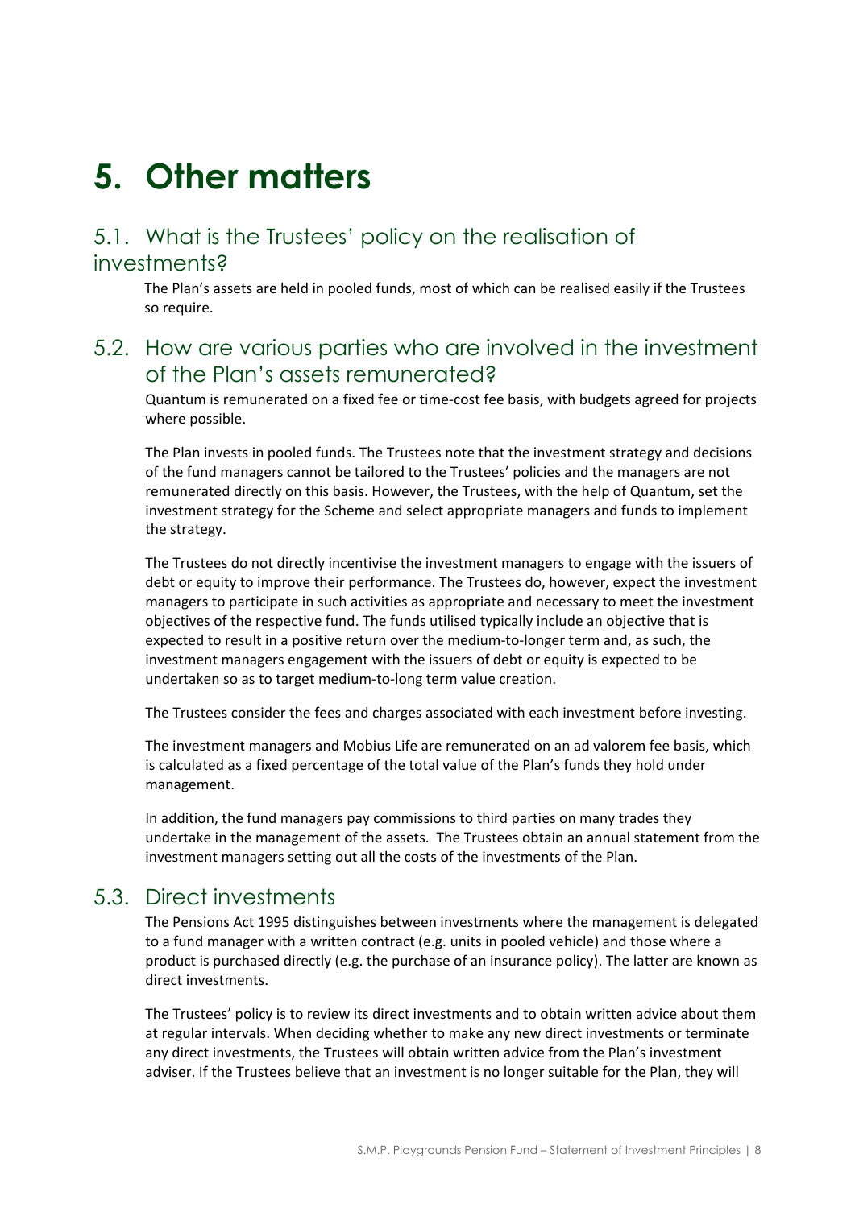# 5. Other matters

## 5.1. What is the Trustees' policy on the realisation of investments?

The Plan's assets are held in pooled funds, most of which can be realised easily if the Trustees so require.

## 5.2. How are various parties who are involved in the investment of the Plan's assets remunerated?

Quantum is remunerated on a fixed fee or time-cost fee basis, with budgets agreed for projects where possible.

The Plan invests in pooled funds. The Trustees note that the investment strategy and decisions of the fund managers cannot be tailored to the Trustees' policies and the managers are not remunerated directly on this basis. However, the Trustees, with the help of Quantum, set the investment strategy for the Scheme and select appropriate managers and funds to implement the strategy.

The Trustees do not directly incentivise the investment managers to engage with the issuers of debt or equity to improve their performance. The Trustees do, however, expect the investment managers to participate in such activities as appropriate and necessary to meet the investment objectives of the respective fund. The funds utilised typically include an objective that is expected to result in a positive return over the medium-to-longer term and, as such, the investment managers engagement with the issuers of debt or equity is expected to be undertaken so as to target medium-to-long term value creation.

The Trustees consider the fees and charges associated with each investment before investing.

The investment managers and Mobius Life are remunerated on an ad valorem fee basis, which is calculated as a fixed percentage of the total value of the Plan's funds they hold under management.

In addition, the fund managers pay commissions to third parties on many trades they undertake in the management of the assets. The Trustees obtain an annual statement from the investment managers setting out all the costs of the investments of the Plan.

## 5.3. Direct investments

The Pensions Act 1995 distinguishes between investments where the management is delegated to a fund manager with a written contract (e.g. units in pooled vehicle) and those where a product is purchased directly (e.g. the purchase of an insurance policy). The latter are known as direct investments.

The Trustees' policy is to review its direct investments and to obtain written advice about them at regular intervals. When deciding whether to make any new direct investments or terminate any direct investments, the Trustees will obtain written advice from the Plan's investment adviser. If the Trustees believe that an investment is no longer suitable for the Plan, they will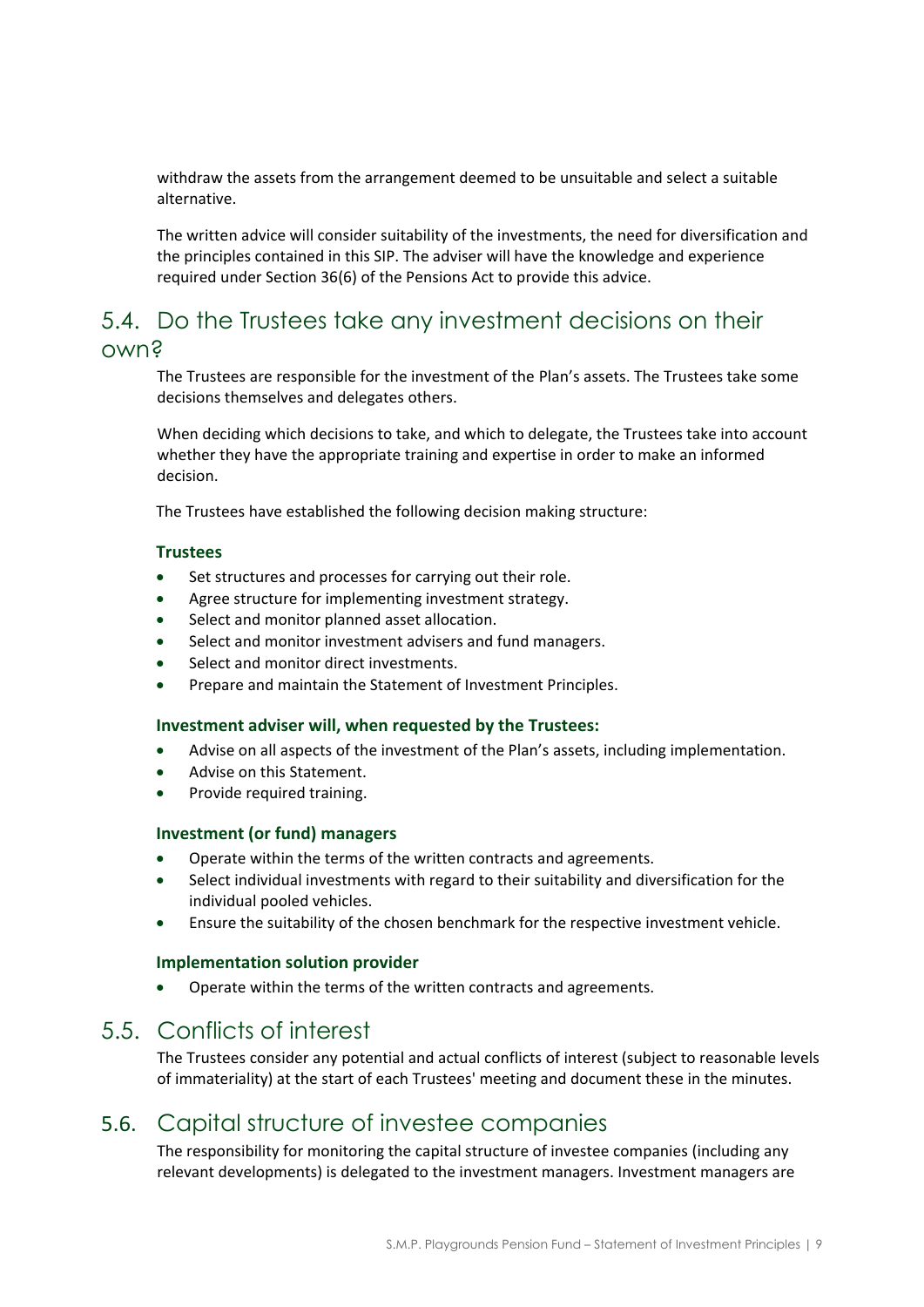withdraw the assets from the arrangement deemed to be unsuitable and select a suitable alternative.

The written advice will consider suitability of the investments, the need for diversification and the principles contained in this SIP. The adviser will have the knowledge and experience required under Section 36(6) of the Pensions Act to provide this advice.

## 5.4. Do the Trustees take any investment decisions on their own?

The Trustees are responsible for the investment of the Plan's assets. The Trustees take some decisions themselves and delegates others.

When deciding which decisions to take, and which to delegate, the Trustees take into account whether they have the appropriate training and expertise in order to make an informed decision.

The Trustees have established the following decision making structure:

**Trustees**

- Set structures and processes for carrying out their role.
- Agree structure for implementing investment strategy.
- Select and monitor planned asset allocation.
- Select and monitor investment advisers and fund managers.
- Select and monitor direct investments.
- Prepare and maintain the Statement of Investment Principles.

**Investment adviser will, when requested by the Trustees:**

- Advise on all aspects of the investment of the Plan's assets, including implementation.
- Advise on this Statement.
- Provide required training.

**Investment (or fund) managers**

- Operate within the terms of the written contracts and agreements.
- Select individual investments with regard to their suitability and diversification for the individual pooled vehicles.
- Ensure the suitability of the chosen benchmark for the respective investment vehicle.

**Implementation solution provider**

- Operate within the terms of the written contracts and agreements.

## 5.5. Conflicts of interest

The Trustees consider any potential and actual conflicts of interest (subject to reasonable levels of immateriality) at the start of each Trustees' meeting and document these in the minutes.

## 5.6. Capital structure of investee companies

The responsibility for monitoring the capital structure of investee companies (including any relevant developments) is delegated to the investment managers. Investment managers are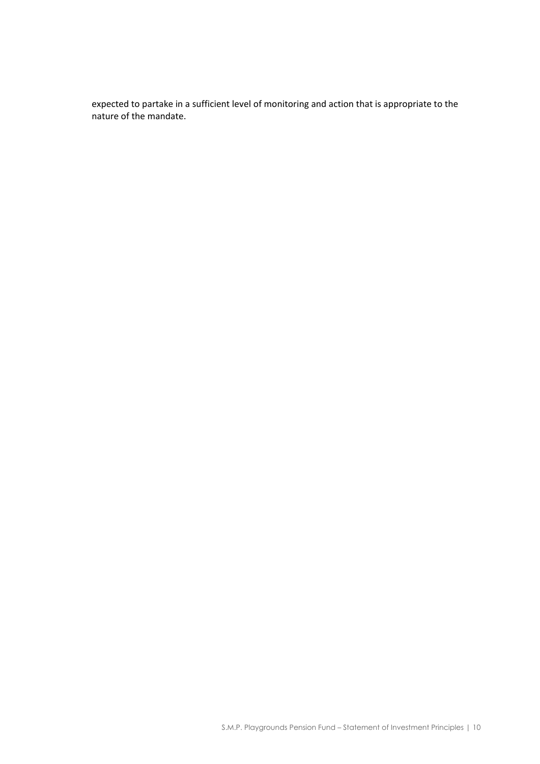expected to partake in a sufficient level of monitoring and action that is appropriate to the nature of the mandate.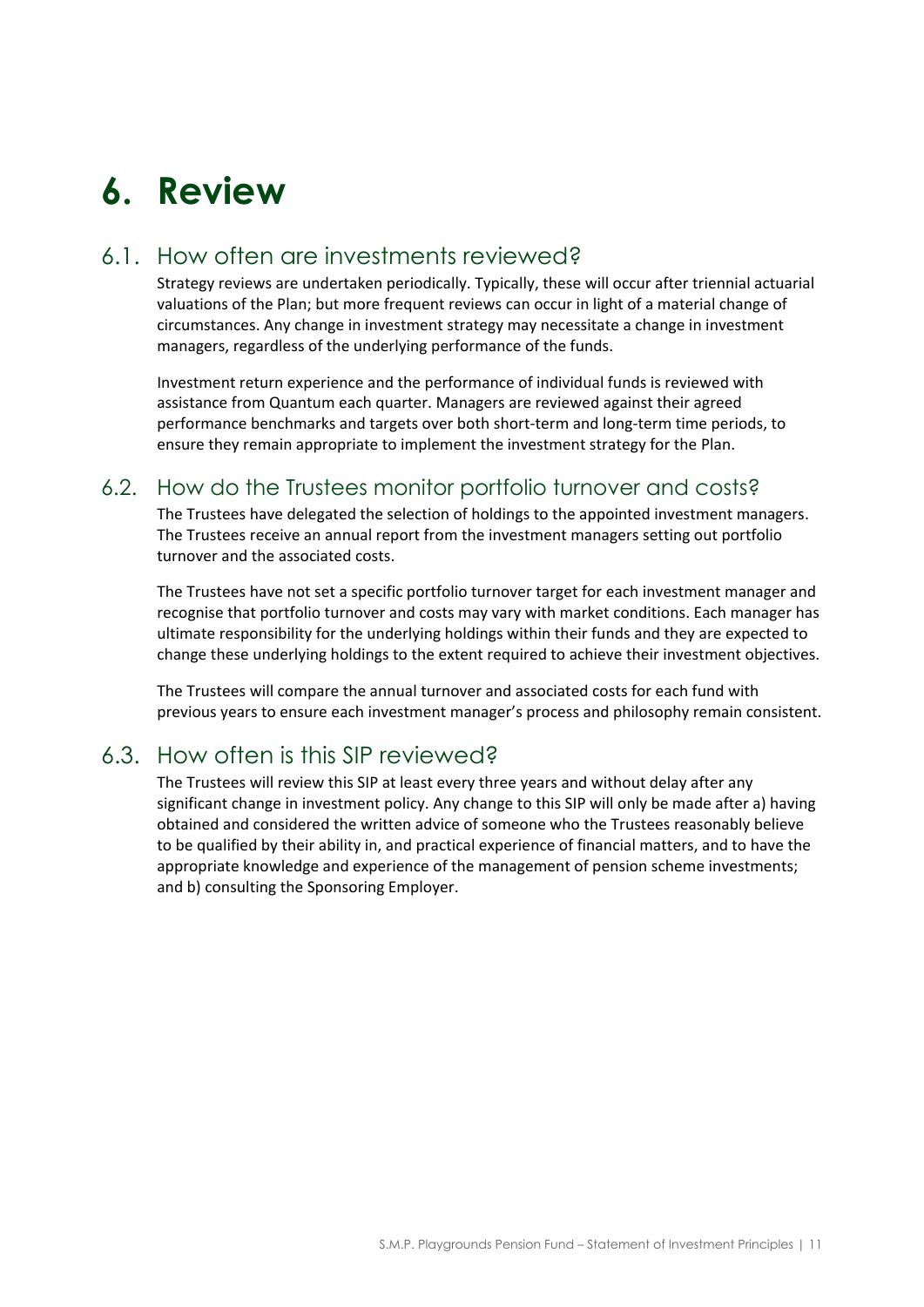# 6. Review

## 6.1. How often are investments reviewed?

Strategy reviews are undertaken periodically. Typically, these will occur after triennial actuarial valuations of the Plan; but more frequent reviews can occur in light of a material change of circumstances. Any change in investment strategy may necessitate a change in investment managers, regardless of the underlying performance of the funds.

Investment return experience and the performance of individual funds is reviewed with assistance from Quantum each quarter. Managers are reviewed against their agreed performance benchmarks and targets over both short-term and long-term time periods, to ensure they remain appropriate to implement the investment strategy for the Plan.

## 6.2. How do the Trustees monitor portfolio turnover and costs?

The Trustees have delegated the selection of holdings to the appointed investment managers. The Trustees receive an annual report from the investment managers setting out portfolio turnover and the associated costs.

The Trustees have not set a specific portfolio turnover target for each investment manager and recognise that portfolio turnover and costs may vary with market conditions. Each manager has ultimate responsibility for the underlying holdings within their funds and they are expected to change these underlying holdings to the extent required to achieve their investment objectives.

The Trustees will compare the annual turnover and associated costs for each fund with previous years to ensure each investment manager's process and philosophy remain consistent.

## 6.3. How often is this SIP reviewed?

The Trustees will review this SIP at least every three years and without delay after any significant change in investment policy. Any change to this SIP will only be made after a) having obtained and considered the written advice of someone who the Trustees reasonably believe to be qualified by their ability in, and practical experience of financial matters, and to have the appropriate knowledge and experience of the management of pension scheme investments; and b) consulting the Sponsoring Employer.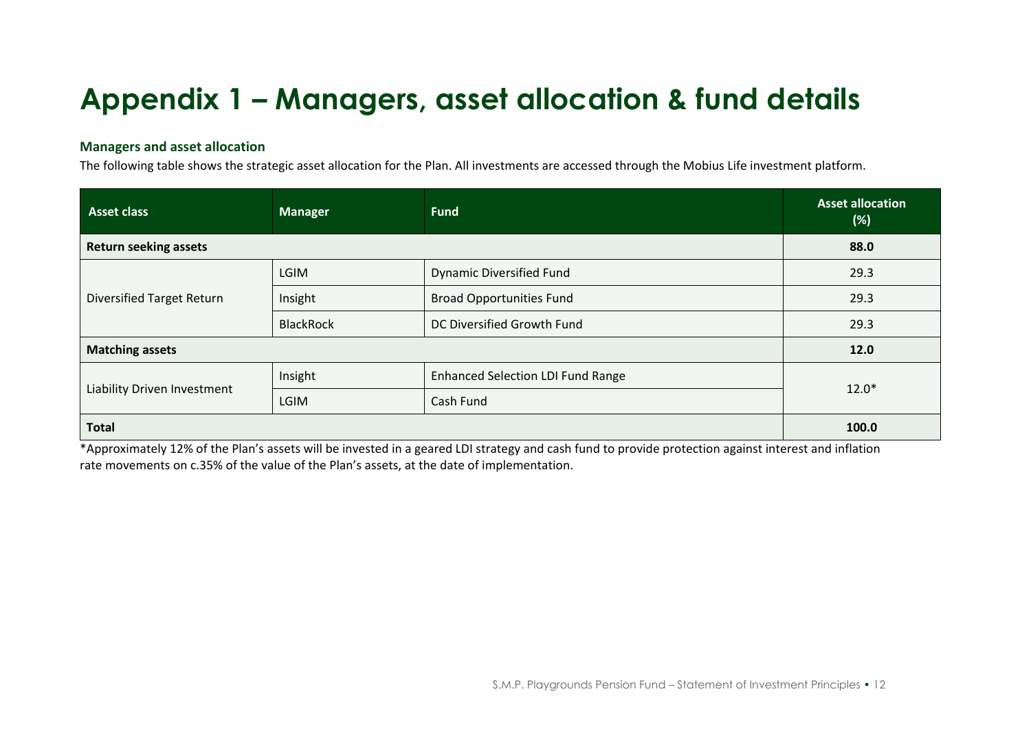# Appendix 1 – Managers, asset allocation & fund details

### Managers and asset allocation

The following table shows the strategic asset allocation for the Plan. All investments are accessed through the Mobius Life investment platform.

| Asset class | Manager | Fund | Asset allocation (%) |
|---|---|---|---|
| **Return seeking assets** | | | **88.0** |
| Diversified Target Return | LGIM | Dynamic Diversified Fund | 29.3 |
| | Insight | Broad Opportunities Fund | 29.3 |
| | BlackRock | DC Diversified Growth Fund | 29.3 |
| **Matching assets** | | | **12.0** |
| Liability Driven Investment | Insight | Enhanced Selection LDI Fund Range | 12.0* |
| | LGIM | Cash Fund | |
| **Total** | | | **100.0** |

*Approximately 12% of the Plan's assets will be invested in a geared LDI strategy and cash fund to provide protection against interest and inflation rate movements on c.35% of the value of the Plan's assets, at the date of implementation.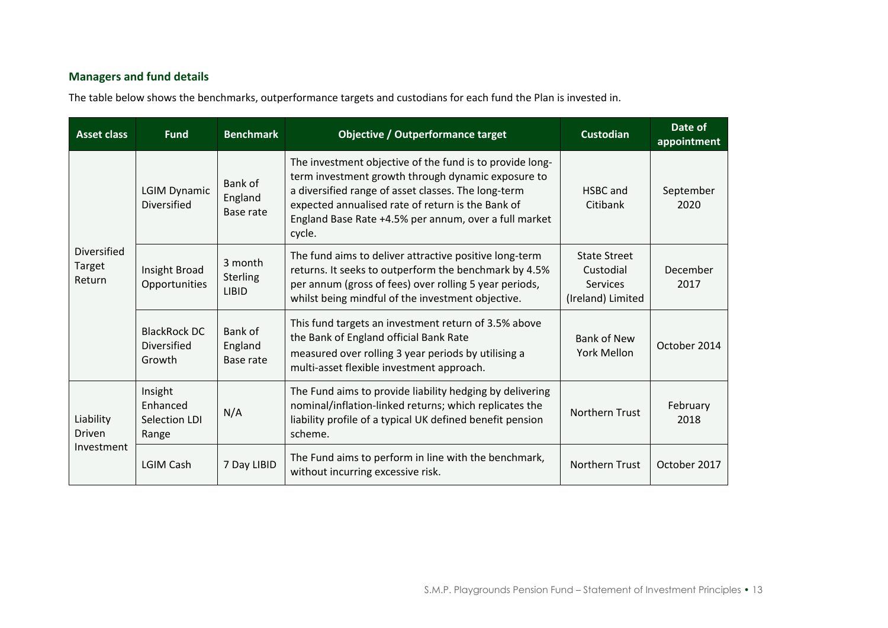### Managers and fund details

The table below shows the benchmarks, outperformance targets and custodians for each fund the Plan is invested in.

| Asset class | Fund | Benchmark | Objective / Outperformance target | Custodian | Date of appointment |
|---|---|---|---|---|---|
| Diversified Target Return | LGIM Dynamic Diversified | Bank of England Base rate | The investment objective of the fund is to provide long-term investment growth through dynamic exposure to a diversified range of asset classes. The long-term expected annualised rate of return is the Bank of England Base Rate +4.5% per annum, over a full market cycle. | HSBC and Citibank | September 2020 |
| | Insight Broad Opportunities | 3 month Sterling LIBID | The fund aims to deliver attractive positive long-term returns. It seeks to outperform the benchmark by 4.5% per annum (gross of fees) over rolling 5 year periods, whilst being mindful of the investment objective. | State Street Custodial Services (Ireland) Limited | December 2017 |
| | BlackRock DC Diversified Growth | Bank of England Base rate | This fund targets an investment return of 3.5% above the Bank of England official Bank Rate measured over rolling 3 year periods by utilising a multi-asset flexible investment approach. | Bank of New York Mellon | October 2014 |
| Liability Driven Investment | Insight Enhanced Selection LDI Range | N/A | The Fund aims to provide liability hedging by delivering nominal/inflation-linked returns; which replicates the liability profile of a typical UK defined benefit pension scheme. | Northern Trust | February 2018 |
| | LGIM Cash | 7 Day LIBID | The Fund aims to perform in line with the benchmark, without incurring excessive risk. | Northern Trust | October 2017 |